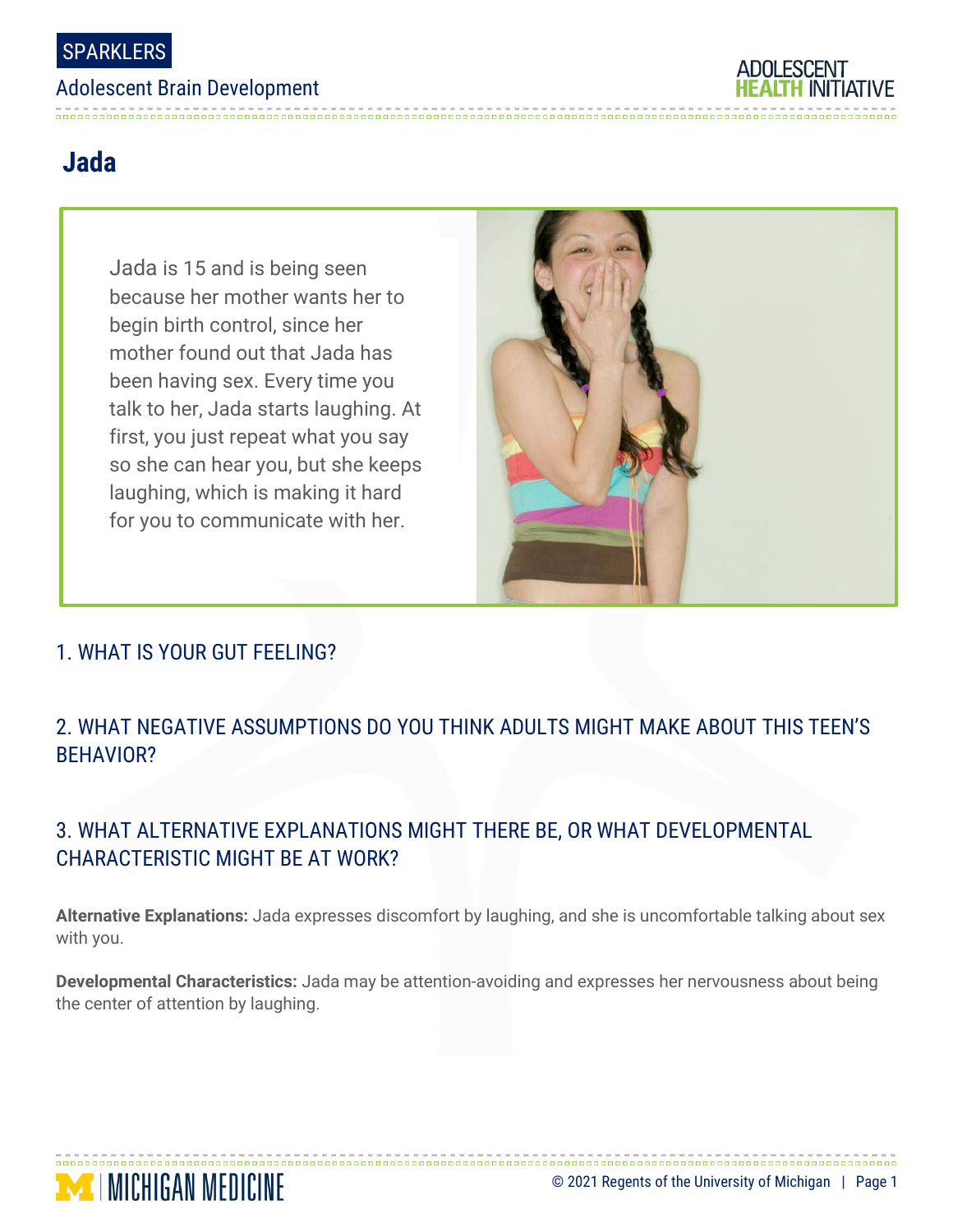SPARKLERS

Adolescent Brain Development

# Jada

Jada is 15 and is being seen because her mother wants her to begin birth control, since her mother found out that Jada has been having sex. Every time you talk to her, Jada starts laughing. At first, you just repeat what you say so she can hear you, but she keeps laughing, which is making it hard for you to communicate with her.

## 1. WHAT IS YOUR GUT FEELING?

## 2. WHAT NEGATIVE ASSUMPTIONS DO YOU THINK ADULTS MIGHT MAKE ABOUT THIS TEEN'S BEHAVIOR?

## 3. WHAT ALTERNATIVE EXPLANATIONS MIGHT THERE BE, OR WHAT DEVELOPMENTAL CHARACTERISTIC MIGHT BE AT WORK?

**Alternative Explanations:** Jada expresses discomfort by laughing, and she is uncomfortable talking about sex with you.

**Developmental Characteristics:** Jada may be attention-avoiding and expresses her nervousness about being the center of attention by laughing.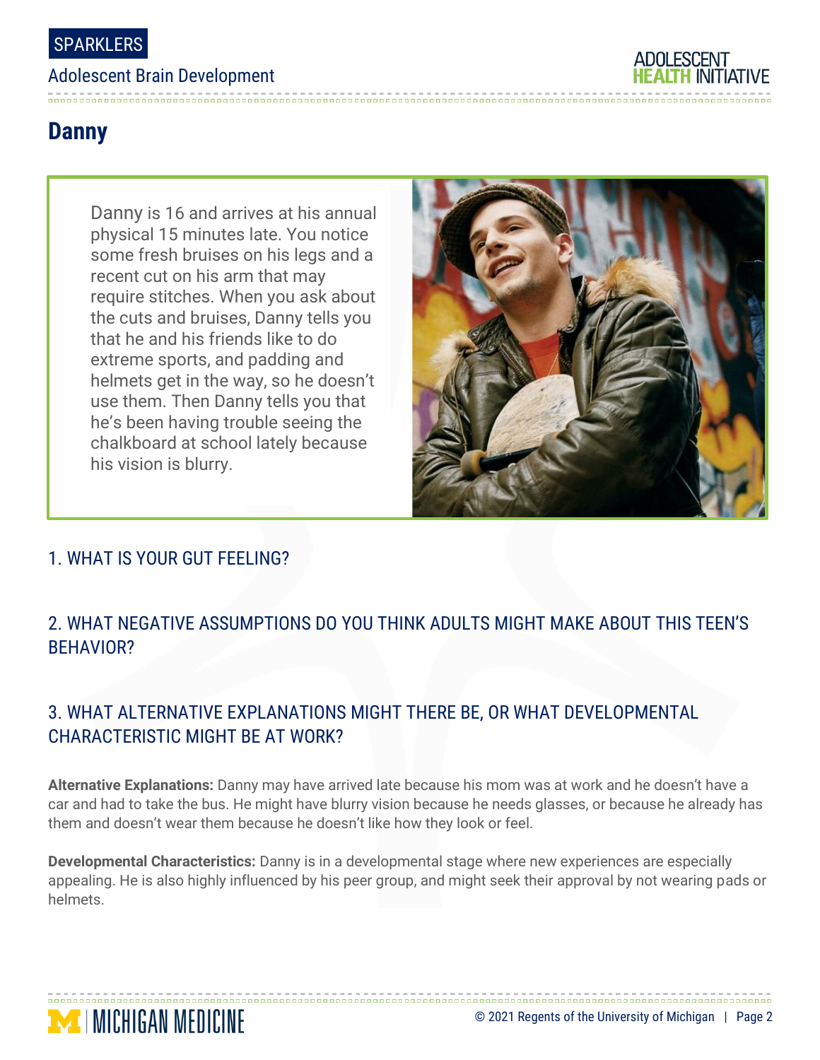# Danny

Danny is 16 and arrives at his annual physical 15 minutes late. You notice some fresh bruises on his legs and a recent cut on his arm that may require stitches. When you ask about the cuts and bruises, Danny tells you that he and his friends like to do extreme sports, and padding and helmets get in the way, so he doesn't use them. Then Danny tells you that he's been having trouble seeing the chalkboard at school lately because his vision is blurry.

## 1. WHAT IS YOUR GUT FEELING?

## 2. WHAT NEGATIVE ASSUMPTIONS DO YOU THINK ADULTS MIGHT MAKE ABOUT THIS TEEN'S BEHAVIOR?

## 3. WHAT ALTERNATIVE EXPLANATIONS MIGHT THERE BE, OR WHAT DEVELOPMENTAL CHARACTERISTIC MIGHT BE AT WORK?

**Alternative Explanations:** Danny may have arrived late because his mom was at work and he doesn't have a car and had to take the bus. He might have blurry vision because he needs glasses, or because he already has them and doesn't wear them because he doesn't like how they look or feel.

**Developmental Characteristics:** Danny is in a developmental stage where new experiences are especially appealing. He is also highly influenced by his peer group, and might seek their approval by not wearing pads or helmets.